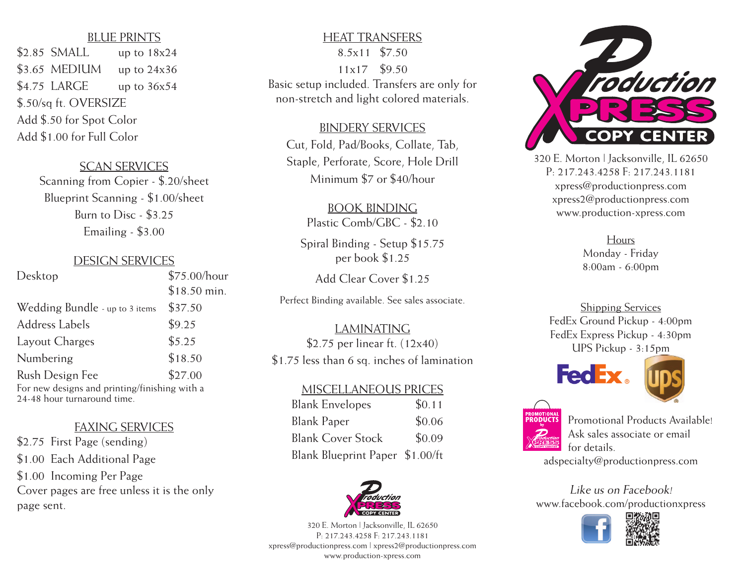## BLUE PRINTS

| | | |
|---|---|---|
| $2.85 | SMALL | up to 18x24 |
| $3.65 | MEDIUM | up to 24x36 |
| $4.75 | LARGE | up to 36x54 |

$.50/sq ft. OVERSIZE
Add $.50 for Spot Color
Add $1.00 for Full Color

## SCAN SERVICES

Scanning from Copier - $.20/sheet
Blueprint Scanning - $1.00/sheet
Burn to Disc - $3.25
Emailing - $3.00

## DESIGN SERVICES

| | |
|---|---|
| Desktop | $75.00/hour<br>$18.50 min. |
| Wedding Bundle - up to 3 items | $37.50 |
| Address Labels | $9.25 |
| Layout Charges | $5.25 |
| Numbering | $18.50 |
| Rush Design Fee | $27.00 |

For new designs and printing/finishing with a 24-48 hour turnaround time.

## FAXING SERVICES

$2.75 First Page (sending)
$1.00 Each Additional Page
$1.00 Incoming Per Page
Cover pages are free unless it is the only page sent.

## HEAT TRANSFERS

8.5x11 $7.50
11x17 $9.50
Basic setup included. Transfers are only for non-stretch and light colored materials.

## BINDERY SERVICES

Cut, Fold, Pad/Books, Collate, Tab, Staple, Perforate, Score, Hole Drill
Minimum $7 or $40/hour

## BOOK BINDING

Plastic Comb/GBC - $2.10

Spiral Binding - Setup $15.75
per book $1.25

Add Clear Cover $1.25

Perfect Binding available. See sales associate.

## LAMINATING

$2.75 per linear ft. (12x40)
$1.75 less than 6 sq. inches of lamination

## MISCELLANEOUS PRICES

| | |
|---|---|
| Blank Envelopes | $0.11 |
| Blank Paper | $0.06 |
| Blank Cover Stock | $0.09 |
| Blank Blueprint Paper | $1.00/ft |

Production Xpress Copy Center
320 E. Morton | Jacksonville, IL 62650
P: 217.243.4258 F: 217.243.1181
xpress@productionpress.com | xpress2@productionpress.com
www.production-xpress.com

# Production Xpress Copy Center

320 E. Morton | Jacksonville, IL 62650
P: 217.243.4258 F: 217.243.1181
xpress@productionpress.com
xpress2@productionpress.com
www.production-xpress.com

## Hours

Monday - Friday
8:00am - 6:00pm

## Shipping Services

FedEx Ground Pickup - 4:00pm
FedEx Express Pickup - 4:30pm
UPS Pickup - 3:15pm

Promotional Products Available! Ask sales associate or email for details.
adspecialty@productionpress.com

*Like us on Facebook!*
www.facebook.com/productionxpress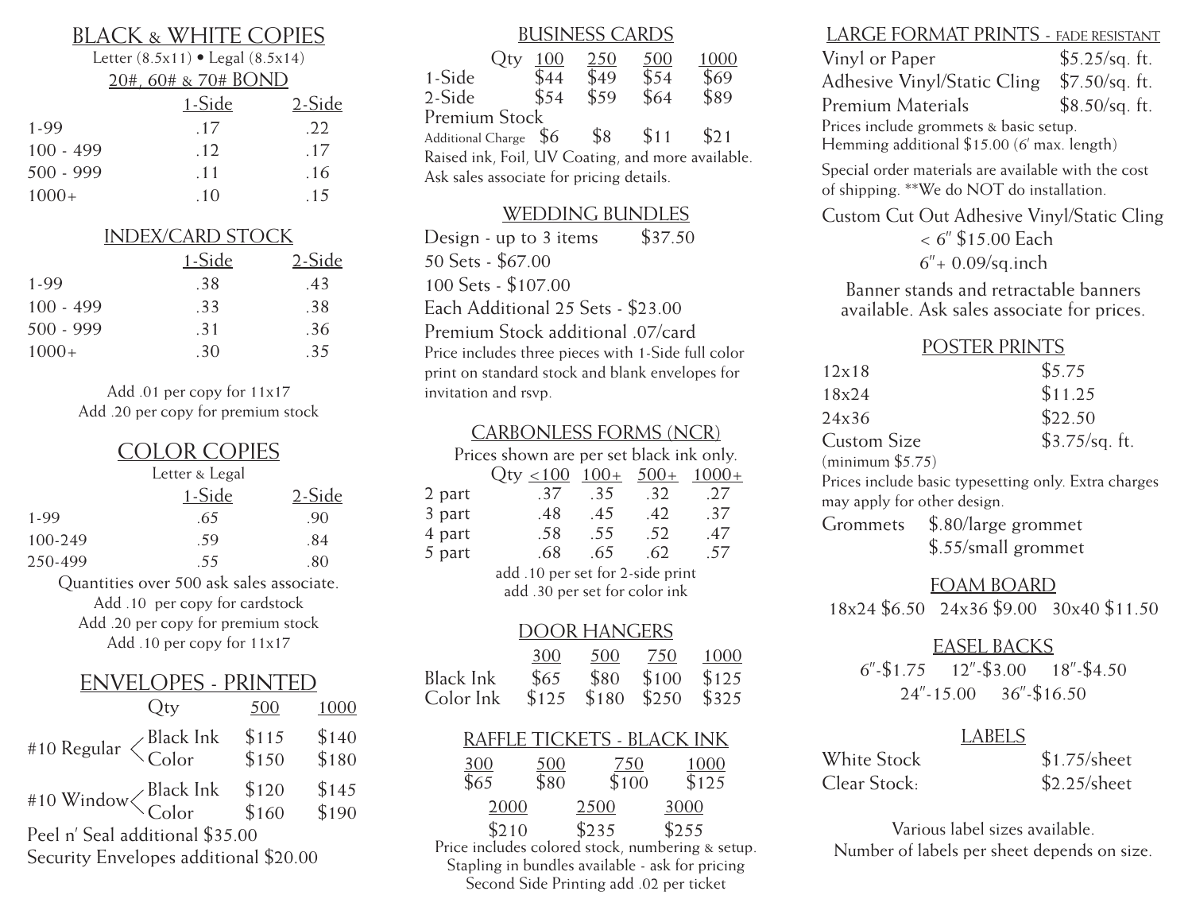## BLACK & WHITE COPIES

Letter (8.5x11) • Legal (8.5x14)

### 20#, 60# & 70# BOND

| | 1-Side | 2-Side |
|---|---|---|
| 1-99 | .17 | .22 |
| 100 - 499 | .12 | .17 |
| 500 - 999 | .11 | .16 |
| 1000+ | .10 | .15 |

### INDEX/CARD STOCK

| | 1-Side | 2-Side |
|---|---|---|
| 1-99 | .38 | .43 |
| 100 - 499 | .33 | .38 |
| 500 - 999 | .31 | .36 |
| 1000+ | .30 | .35 |

Add .01 per copy for 11x17
Add .20 per copy for premium stock

## COLOR COPIES

Letter & Legal

| | 1-Side | 2-Side |
|---|---|---|
| 1-99 | .65 | .90 |
| 100-249 | .59 | .84 |
| 250-499 | .55 | .80 |

Quantities over 500 ask sales associate.
Add .10 per copy for cardstock
Add .20 per copy for premium stock
Add .10 per copy for 11x17

## ENVELOPES - PRINTED

| | Qty | 500 | 1000 |
|---|---|---|---|
| #10 Regular | Black Ink | $115 | $140 |
| | Color | $150 | $180 |
| #10 Window | Black Ink | $120 | $145 |
| | Color | $160 | $190 |

Peel n' Seal additional $35.00
Security Envelopes additional $20.00

## BUSINESS CARDS

| Qty | 100 | 250 | 500 | 1000 |
|---|---|---|---|---|
| 1-Side | $44 | $49 | $54 | $69 |
| 2-Side | $54 | $59 | $64 | $89 |
| Premium Stock | | | | |
| Additional Charge | $6 | $8 | $11 | $21 |

Raised ink, Foil, UV Coating, and more available. Ask sales associate for pricing details.

## WEDDING BUNDLES

Design - up to 3 items $37.50
50 Sets - $67.00
100 Sets - $107.00
Each Additional 25 Sets - $23.00
Premium Stock additional .07/card

Price includes three pieces with 1-Side full color print on standard stock and blank envelopes for invitation and rsvp.

## CARBONLESS FORMS (NCR)

Prices shown are per set black ink only.

| Qty | <100 | 100+ | 500+ | 1000+ |
|---|---|---|---|---|
| 2 part | .37 | .35 | .32 | .27 |
| 3 part | .48 | .45 | .42 | .37 |
| 4 part | .58 | .55 | .52 | .47 |
| 5 part | .68 | .65 | .62 | .57 |

add .10 per set for 2-side print
add .30 per set for color ink

## DOOR HANGERS

| | 300 | 500 | 750 | 1000 |
|---|---|---|---|---|
| Black Ink | $65 | $80 | $100 | $125 |
| Color Ink | $125 | $180 | $250 | $325 |

## RAFFLE TICKETS - BLACK INK

| 300 | 500 | 750 | 1000 |
|---|---|---|---|
| $65 | $80 | $100 | $125 |

| 2000 | 2500 | 3000 |
|---|---|---|
| $210 | $235 | $255 |

Price includes colored stock, numbering & setup.
Stapling in bundles available - ask for pricing
Second Side Printing add .02 per ticket

## LARGE FORMAT PRINTS - FADE RESISTANT

| | |
|---|---|
| Vinyl or Paper | $5.25/sq. ft. |
| Adhesive Vinyl/Static Cling | $7.50/sq. ft. |
| Premium Materials | $8.50/sq. ft. |

Prices include grommets & basic setup.
Hemming additional $15.00 (6' max. length)

Special order materials are available with the cost of shipping. **We do NOT do installation.

Custom Cut Out Adhesive Vinyl/Static Cling
< 6" $15.00 Each
6"+ 0.09/sq.inch

Banner stands and retractable banners available. Ask sales associate for prices.

## POSTER PRINTS

| | |
|---|---|
| 12x18 | $5.75 |
| 18x24 | $11.25 |
| 24x36 | $22.50 |
| Custom Size (minimum $5.75) | $3.75/sq. ft. |

Prices include basic typesetting only. Extra charges may apply for other design.

Grommets $.80/large grommet
$.55/small grommet

## FOAM BOARD

18x24 $6.50 24x36 $9.00 30x40 $11.50

## EASEL BACKS

6"-$1.75 12"-$3.00 18"-$4.50
24"-15.00 36"-$16.50

## LABELS

| | |
|---|---|
| White Stock | $1.75/sheet |
| Clear Stock: | $2.25/sheet |

Various label sizes available.
Number of labels per sheet depends on size.